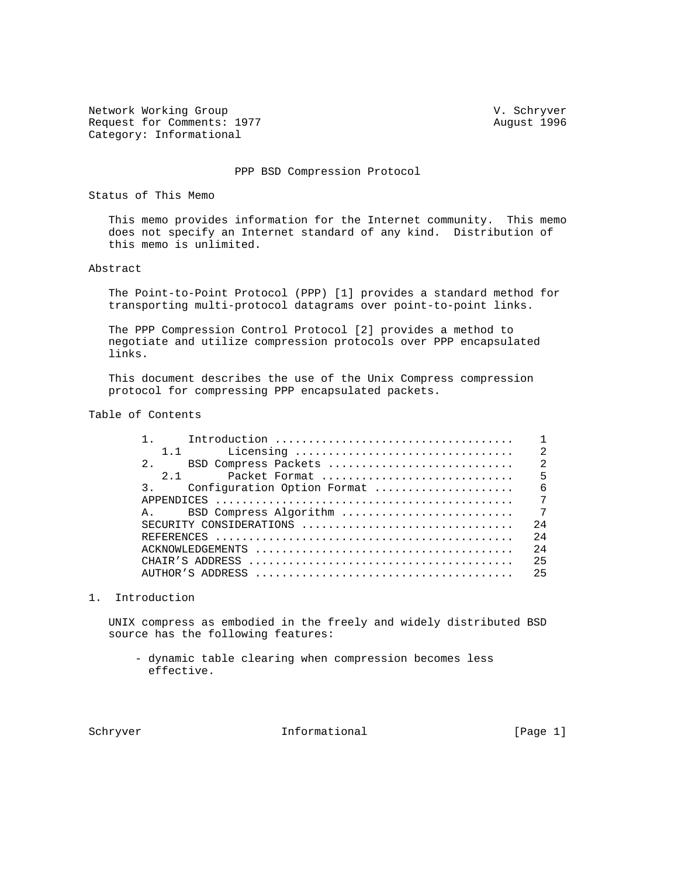Network Working Group V. Schryver
Request for Comments: 1977 August 1996
Category: Informational

# PPP BSD Compression Protocol

## Status of This Memo

This memo provides information for the Internet community. This memo does not specify an Internet standard of any kind. Distribution of this memo is unlimited.

## Abstract

The Point-to-Point Protocol (PPP) [1] provides a standard method for transporting multi-protocol datagrams over point-to-point links.

The PPP Compression Control Protocol [2] provides a method to negotiate and utilize compression protocols over PPP encapsulated links.

This document describes the use of the Unix Compress compression protocol for compressing PPP encapsulated packets.

## Table of Contents

```
1.     Introduction ...................................    1
   1.1       Licensing ................................    2
2.     BSD Compress Packets ...........................    2
   2.1       Packet Format ............................    5
3.     Configuration Option Format ....................    6
APPENDICES ............................................    7
A.     BSD Compress Algorithm .........................    7
SECURITY CONSIDERATIONS ...............................   24
REFERENCES ............................................   24
ACKNOWLEDGEMENTS ......................................   24
CHAIR'S ADDRESS .......................................   25
AUTHOR'S ADDRESS ......................................   25
```

## 1. Introduction

UNIX compress as embodied in the freely and widely distributed BSD source has the following features:

- dynamic table clearing when compression becomes less effective.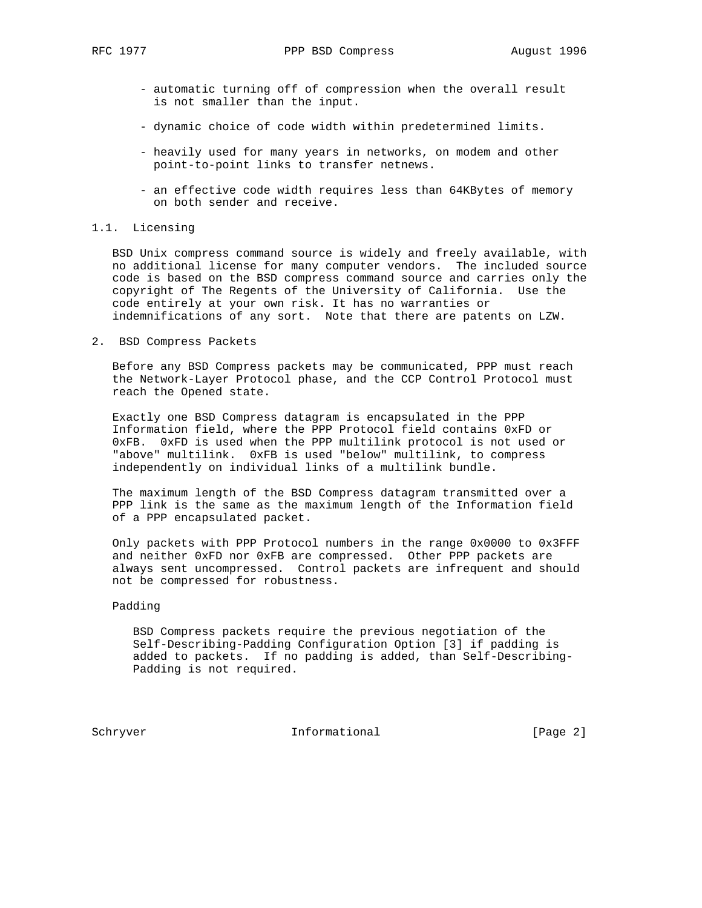- automatic turning off of compression when the overall result is not smaller than the input.

- dynamic choice of code width within predetermined limits.

- heavily used for many years in networks, on modem and other point-to-point links to transfer netnews.

- an effective code width requires less than 64KBytes of memory on both sender and receive.

### 1.1. Licensing

BSD Unix compress command source is widely and freely available, with no additional license for many computer vendors. The included source code is based on the BSD compress command source and carries only the copyright of The Regents of the University of California. Use the code entirely at your own risk. It has no warranties or indemnifications of any sort. Note that there are patents on LZW.

## 2. BSD Compress Packets

Before any BSD Compress packets may be communicated, PPP must reach the Network-Layer Protocol phase, and the CCP Control Protocol must reach the Opened state.

Exactly one BSD Compress datagram is encapsulated in the PPP Information field, where the PPP Protocol field contains 0xFD or 0xFB. 0xFD is used when the PPP multilink protocol is not used or "above" multilink. 0xFB is used "below" multilink, to compress independently on individual links of a multilink bundle.

The maximum length of the BSD Compress datagram transmitted over a PPP link is the same as the maximum length of the Information field of a PPP encapsulated packet.

Only packets with PPP Protocol numbers in the range 0x0000 to 0x3FFF and neither 0xFD nor 0xFB are compressed. Other PPP packets are always sent uncompressed. Control packets are infrequent and should not be compressed for robustness.

Padding

BSD Compress packets require the previous negotiation of the Self-Describing-Padding Configuration Option [3] if padding is added to packets. If no padding is added, than Self-Describing-Padding is not required.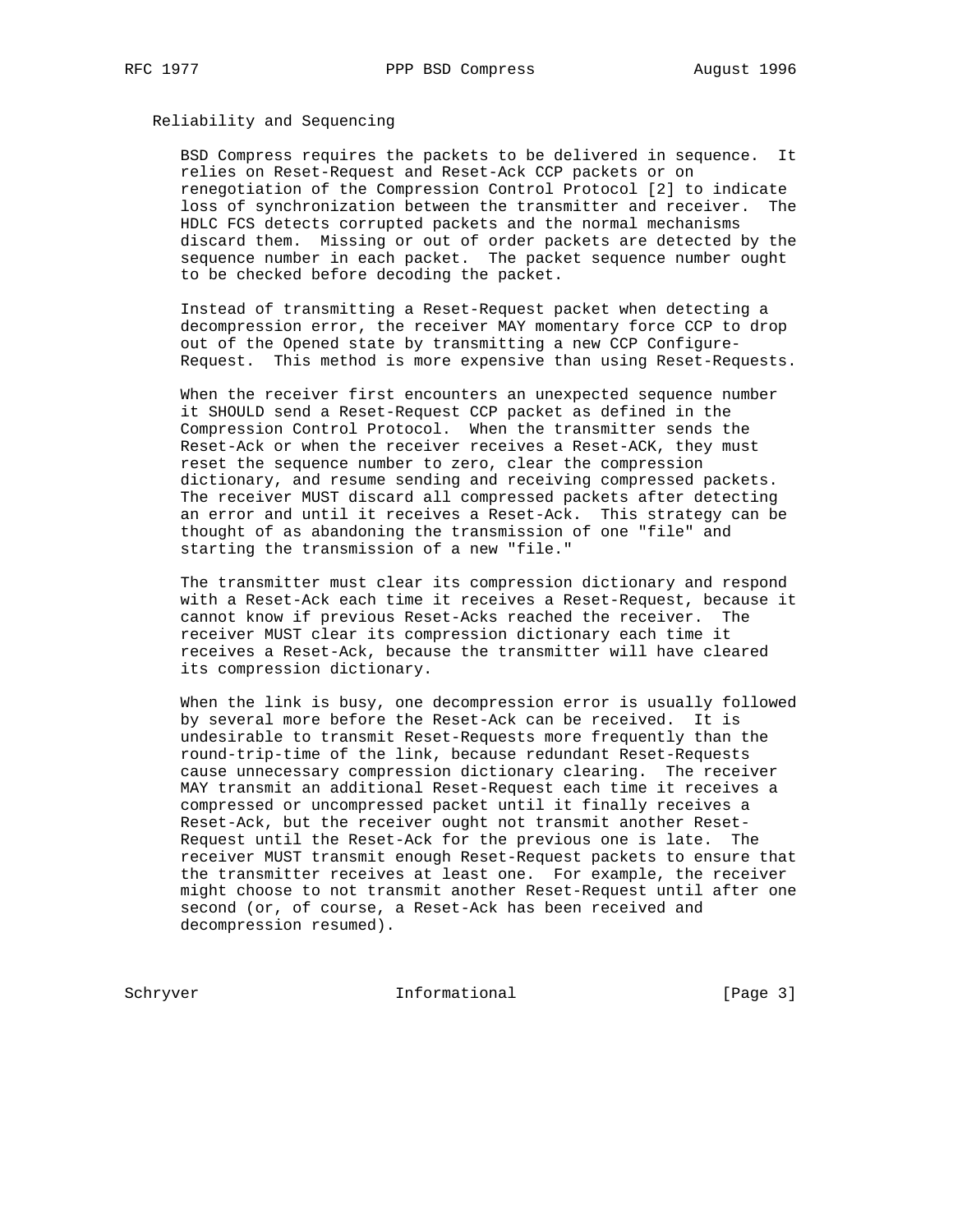## Reliability and Sequencing

BSD Compress requires the packets to be delivered in sequence. It relies on Reset-Request and Reset-Ack CCP packets or on renegotiation of the Compression Control Protocol [2] to indicate loss of synchronization between the transmitter and receiver. The HDLC FCS detects corrupted packets and the normal mechanisms discard them. Missing or out of order packets are detected by the sequence number in each packet. The packet sequence number ought to be checked before decoding the packet.

Instead of transmitting a Reset-Request packet when detecting a decompression error, the receiver MAY momentary force CCP to drop out of the Opened state by transmitting a new CCP Configure-Request. This method is more expensive than using Reset-Requests.

When the receiver first encounters an unexpected sequence number it SHOULD send a Reset-Request CCP packet as defined in the Compression Control Protocol. When the transmitter sends the Reset-Ack or when the receiver receives a Reset-ACK, they must reset the sequence number to zero, clear the compression dictionary, and resume sending and receiving compressed packets. The receiver MUST discard all compressed packets after detecting an error and until it receives a Reset-Ack. This strategy can be thought of as abandoning the transmission of one "file" and starting the transmission of a new "file."

The transmitter must clear its compression dictionary and respond with a Reset-Ack each time it receives a Reset-Request, because it cannot know if previous Reset-Acks reached the receiver. The receiver MUST clear its compression dictionary each time it receives a Reset-Ack, because the transmitter will have cleared its compression dictionary.

When the link is busy, one decompression error is usually followed by several more before the Reset-Ack can be received. It is undesirable to transmit Reset-Requests more frequently than the round-trip-time of the link, because redundant Reset-Requests cause unnecessary compression dictionary clearing. The receiver MAY transmit an additional Reset-Request each time it receives a compressed or uncompressed packet until it finally receives a Reset-Ack, but the receiver ought not transmit another Reset-Request until the Reset-Ack for the previous one is late. The receiver MUST transmit enough Reset-Request packets to ensure that the transmitter receives at least one. For example, the receiver might choose to not transmit another Reset-Request until after one second (or, of course, a Reset-Ack has been received and decompression resumed).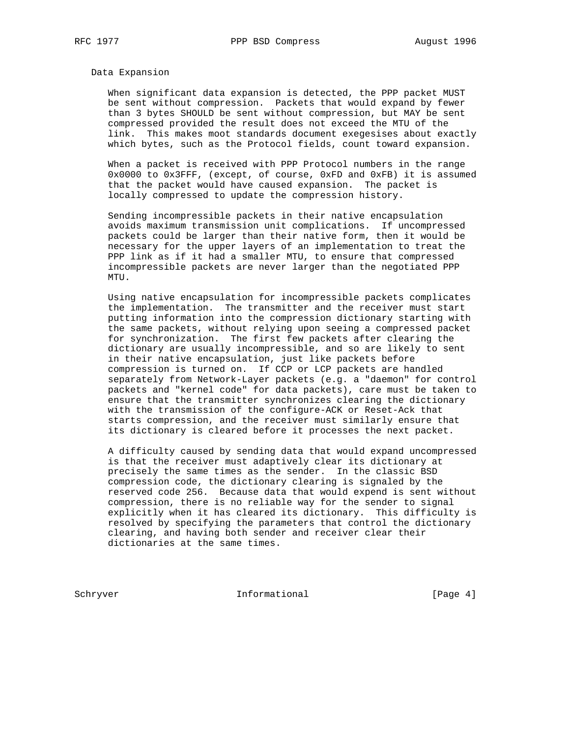## Data Expansion

When significant data expansion is detected, the PPP packet MUST be sent without compression. Packets that would expand by fewer than 3 bytes SHOULD be sent without compression, but MAY be sent compressed provided the result does not exceed the MTU of the link. This makes moot standards document exegesises about exactly which bytes, such as the Protocol fields, count toward expansion.

When a packet is received with PPP Protocol numbers in the range 0x0000 to 0x3FFF, (except, of course, 0xFD and 0xFB) it is assumed that the packet would have caused expansion. The packet is locally compressed to update the compression history.

Sending incompressible packets in their native encapsulation avoids maximum transmission unit complications. If uncompressed packets could be larger than their native form, then it would be necessary for the upper layers of an implementation to treat the PPP link as if it had a smaller MTU, to ensure that compressed incompressible packets are never larger than the negotiated PPP MTU.

Using native encapsulation for incompressible packets complicates the implementation. The transmitter and the receiver must start putting information into the compression dictionary starting with the same packets, without relying upon seeing a compressed packet for synchronization. The first few packets after clearing the dictionary are usually incompressible, and so are likely to sent in their native encapsulation, just like packets before compression is turned on. If CCP or LCP packets are handled separately from Network-Layer packets (e.g. a "daemon" for control packets and "kernel code" for data packets), care must be taken to ensure that the transmitter synchronizes clearing the dictionary with the transmission of the configure-ACK or Reset-Ack that starts compression, and the receiver must similarly ensure that its dictionary is cleared before it processes the next packet.

A difficulty caused by sending data that would expand uncompressed is that the receiver must adaptively clear its dictionary at precisely the same times as the sender. In the classic BSD compression code, the dictionary clearing is signaled by the reserved code 256. Because data that would expend is sent without compression, there is no reliable way for the sender to signal explicitly when it has cleared its dictionary. This difficulty is resolved by specifying the parameters that control the dictionary clearing, and having both sender and receiver clear their dictionaries at the same times.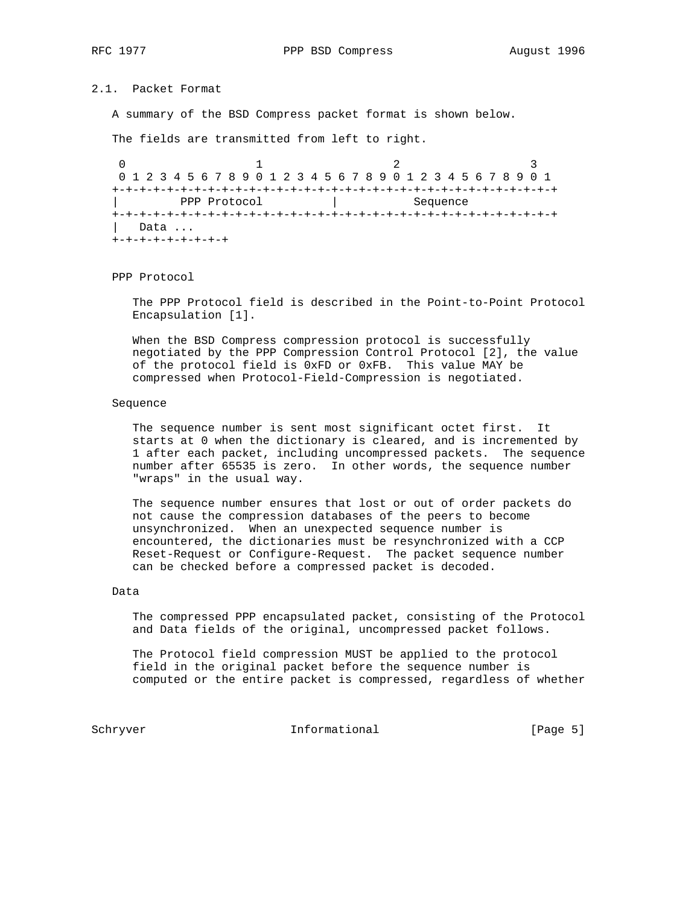## 2.1. Packet Format

A summary of the BSD Compress packet format is shown below.

The fields are transmitted from left to right.

```
 0                   1                   2                   3
 0 1 2 3 4 5 6 7 8 9 0 1 2 3 4 5 6 7 8 9 0 1 2 3 4 5 6 7 8 9 0 1
+-+-+-+-+-+-+-+-+-+-+-+-+-+-+-+-+-+-+-+-+-+-+-+-+-+-+-+-+-+-+-+-+
|         PPP Protocol          |          Sequence
+-+-+-+-+-+-+-+-+-+-+-+-+-+-+-+-+-+-+-+-+-+-+-+-+-+-+-+-+-+-+-+-+
|   Data ...
+-+-+-+-+-+-+-+-+
```

PPP Protocol

The PPP Protocol field is described in the Point-to-Point Protocol Encapsulation [1].

When the BSD Compress compression protocol is successfully negotiated by the PPP Compression Control Protocol [2], the value of the protocol field is 0xFD or 0xFB. This value MAY be compressed when Protocol-Field-Compression is negotiated.

Sequence

The sequence number is sent most significant octet first. It starts at 0 when the dictionary is cleared, and is incremented by 1 after each packet, including uncompressed packets. The sequence number after 65535 is zero. In other words, the sequence number "wraps" in the usual way.

The sequence number ensures that lost or out of order packets do not cause the compression databases of the peers to become unsynchronized. When an unexpected sequence number is encountered, the dictionaries must be resynchronized with a CCP Reset-Request or Configure-Request. The packet sequence number can be checked before a compressed packet is decoded.

Data

The compressed PPP encapsulated packet, consisting of the Protocol and Data fields of the original, uncompressed packet follows.

The Protocol field compression MUST be applied to the protocol field in the original packet before the sequence number is computed or the entire packet is compressed, regardless of whether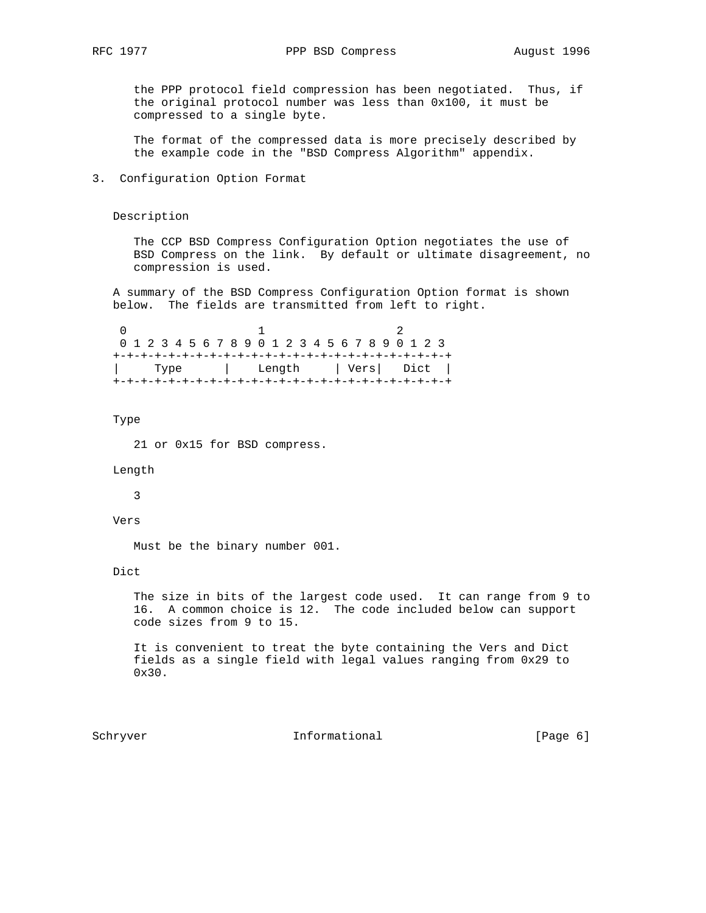the PPP protocol field compression has been negotiated. Thus, if the original protocol number was less than 0x100, it must be compressed to a single byte.

The format of the compressed data is more precisely described by the example code in the "BSD Compress Algorithm" appendix.

## 3. Configuration Option Format

Description

The CCP BSD Compress Configuration Option negotiates the use of BSD Compress on the link. By default or ultimate disagreement, no compression is used.

A summary of the BSD Compress Configuration Option format is shown below. The fields are transmitted from left to right.

```
 0                   1                   2
 0 1 2 3 4 5 6 7 8 9 0 1 2 3 4 5 6 7 8 9 0 1 2 3
+-+-+-+-+-+-+-+-+-+-+-+-+-+-+-+-+-+-+-+-+-+-+-+-+
|     Type      |    Length     | Vers|   Dict  |
+-+-+-+-+-+-+-+-+-+-+-+-+-+-+-+-+-+-+-+-+-+-+-+-+
```

Type

21 or 0x15 for BSD compress.

Length

3

Vers

Must be the binary number 001.

Dict

The size in bits of the largest code used. It can range from 9 to 16. A common choice is 12. The code included below can support code sizes from 9 to 15.

It is convenient to treat the byte containing the Vers and Dict fields as a single field with legal values ranging from 0x29 to 0x30.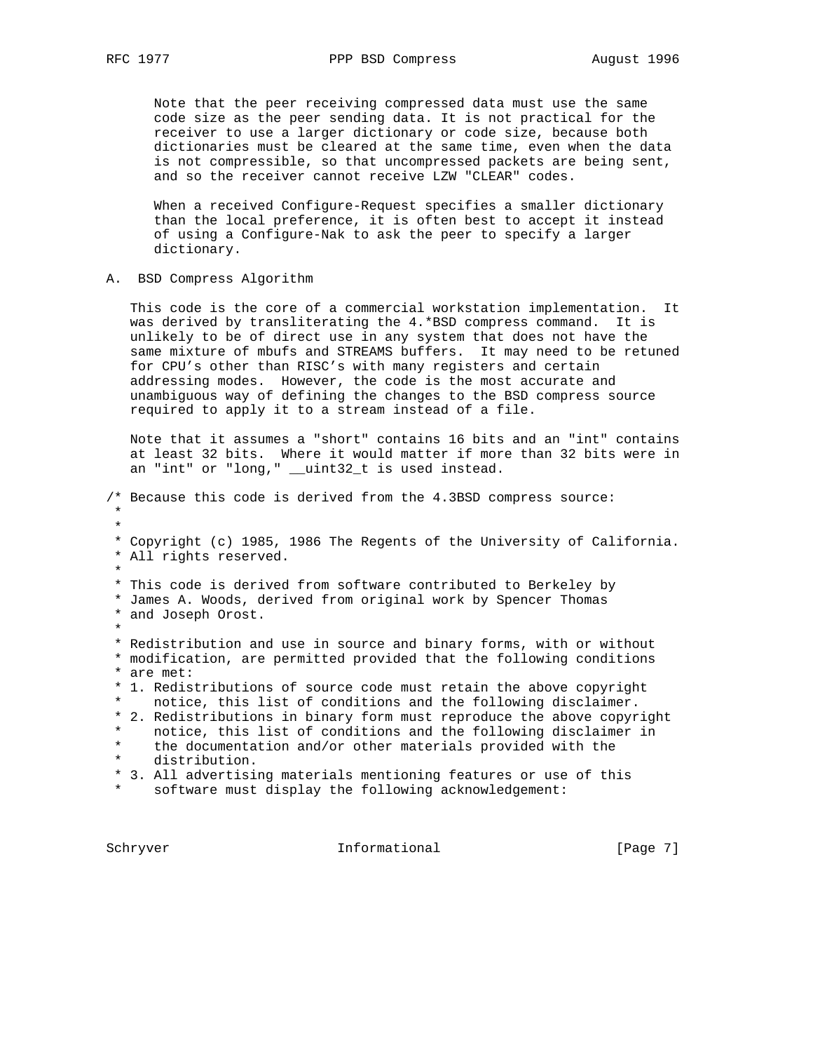Note that the peer receiving compressed data must use the same code size as the peer sending data. It is not practical for the receiver to use a larger dictionary or code size, because both dictionaries must be cleared at the same time, even when the data is not compressible, so that uncompressed packets are being sent, and so the receiver cannot receive LZW "CLEAR" codes.

When a received Configure-Request specifies a smaller dictionary than the local preference, it is often best to accept it instead of using a Configure-Nak to ask the peer to specify a larger dictionary.

## A. BSD Compress Algorithm

This code is the core of a commercial workstation implementation. It was derived by transliterating the 4.*BSD compress command. It is unlikely to be of direct use in any system that does not have the same mixture of mbufs and STREAMS buffers. It may need to be retuned for CPU's other than RISC's with many registers and certain addressing modes. However, the code is the most accurate and unambiguous way of defining the changes to the BSD compress source required to apply it to a stream instead of a file.

Note that it assumes a "short" contains 16 bits and an "int" contains at least 32 bits. Where it would matter if more than 32 bits were in an "int" or "long," __uint32_t is used instead.

```
/* Because this code is derived from the 4.3BSD compress source:
 *
 *
 * Copyright (c) 1985, 1986 The Regents of the University of California.
 * All rights reserved.
 *
 * This code is derived from software contributed to Berkeley by
 * James A. Woods, derived from original work by Spencer Thomas
 * and Joseph Orost.
 *
 * Redistribution and use in source and binary forms, with or without
 * modification, are permitted provided that the following conditions
 * are met:
 * 1. Redistributions of source code must retain the above copyright
 *    notice, this list of conditions and the following disclaimer.
 * 2. Redistributions in binary form must reproduce the above copyright
 *    notice, this list of conditions and the following disclaimer in
 *    the documentation and/or other materials provided with the
 *    distribution.
 * 3. All advertising materials mentioning features or use of this
 *    software must display the following acknowledgement:
```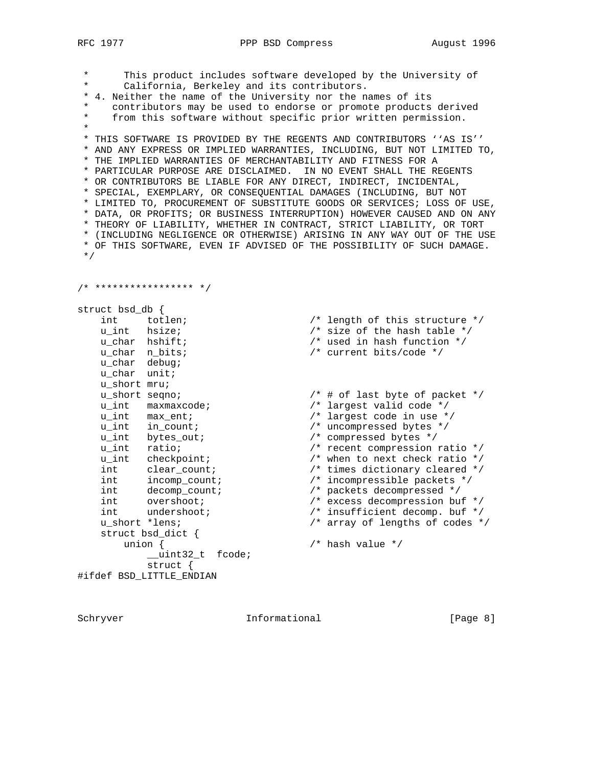```
 *      This product includes software developed by the University of
 *      California, Berkeley and its contributors.
 * 4. Neither the name of the University nor the names of its
 *    contributors may be used to endorse or promote products derived
 *    from this software without specific prior written permission.
 *
 * THIS SOFTWARE IS PROVIDED BY THE REGENTS AND CONTRIBUTORS ''AS IS''
 * AND ANY EXPRESS OR IMPLIED WARRANTIES, INCLUDING, BUT NOT LIMITED TO,
 * THE IMPLIED WARRANTIES OF MERCHANTABILITY AND FITNESS FOR A
 * PARTICULAR PURPOSE ARE DISCLAIMED.  IN NO EVENT SHALL THE REGENTS
 * OR CONTRIBUTORS BE LIABLE FOR ANY DIRECT, INDIRECT, INCIDENTAL,
 * SPECIAL, EXEMPLARY, OR CONSEQUENTIAL DAMAGES (INCLUDING, BUT NOT
 * LIMITED TO, PROCUREMENT OF SUBSTITUTE GOODS OR SERVICES; LOSS OF USE,
 * DATA, OR PROFITS; OR BUSINESS INTERRUPTION) HOWEVER CAUSED AND ON ANY
 * THEORY OF LIABILITY, WHETHER IN CONTRACT, STRICT LIABILITY, OR TORT
 * (INCLUDING NEGLIGENCE OR OTHERWISE) ARISING IN ANY WAY OUT OF THE USE
 * OF THIS SOFTWARE, EVEN IF ADVISED OF THE POSSIBILITY OF SUCH DAMAGE.
 */


/* ***************** */

struct bsd_db {
    int     totlen;                 /* length of this structure */
    u_int   hsize;                  /* size of the hash table */
    u_char  hshift;                 /* used in hash function */
    u_char  n_bits;                 /* current bits/code */
    u_char  debug;
    u_char  unit;
    u_short mru;
    u_short seqno;                  /* # of last byte of packet */
    u_int   maxmaxcode;             /* largest valid code */
    u_int   max_ent;                /* largest code in use */
    u_int   in_count;               /* uncompressed bytes */
    u_int   bytes_out;              /* compressed bytes */
    u_int   ratio;                  /* recent compression ratio */
    u_int   checkpoint;             /* when to next check ratio */
    int     clear_count;            /* times dictionary cleared */
    int     incomp_count;           /* incompressible packets */
    int     decomp_count;           /* packets decompressed */
    int     overshoot;              /* excess decompression buf */
    int     undershoot;             /* insufficient decomp. buf */
    u_short *lens;                  /* array of lengths of codes */
    struct bsd_dict {
        union {                     /* hash value */
            __uint32_t  fcode;
            struct {
#ifdef BSD_LITTLE_ENDIAN
```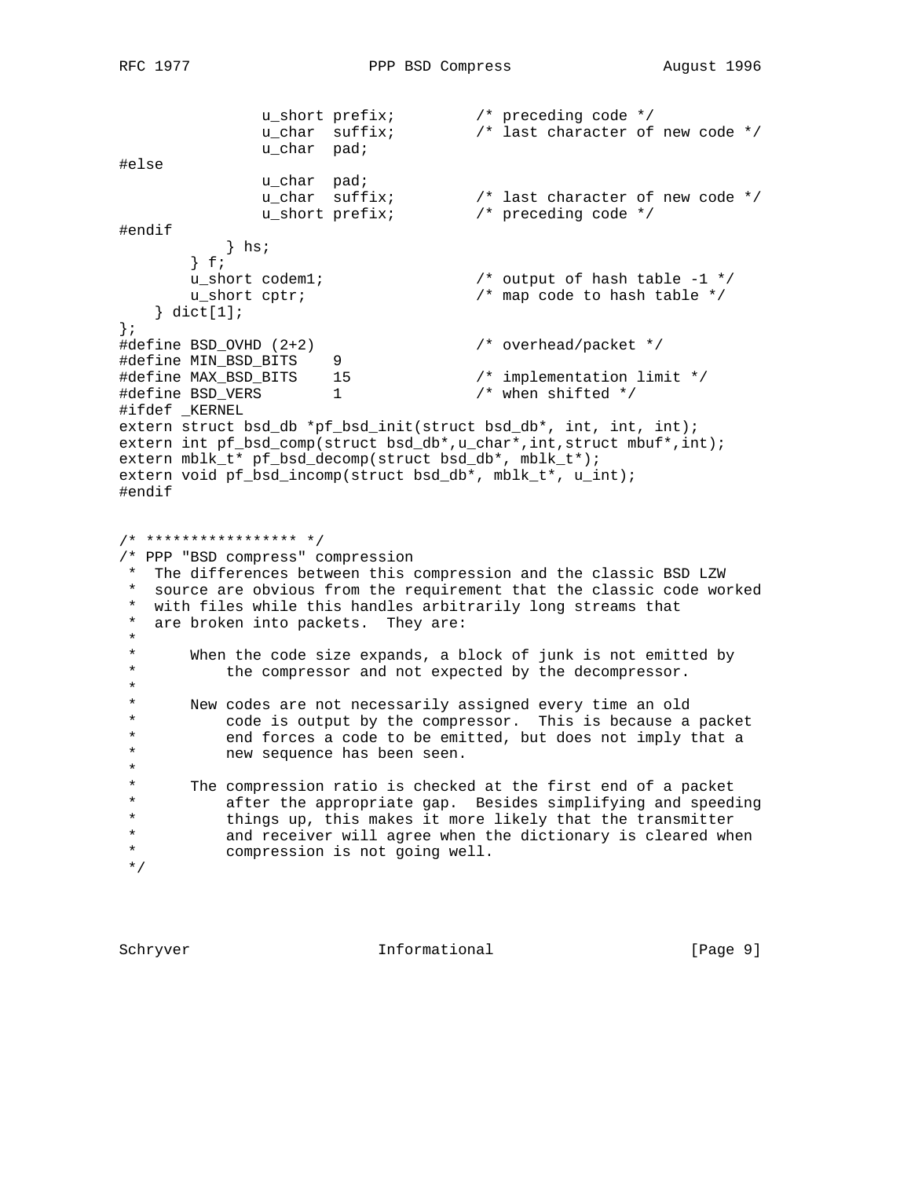```
                u_short prefix;         /* preceding code */
                u_char  suffix;         /* last character of new code */
                u_char  pad;
#else
                u_char  pad;
                u_char  suffix;         /* last character of new code */
                u_short prefix;         /* preceding code */
#endif
            } hs;
        } f;
        u_short codem1;                 /* output of hash table -1 */
        u_short cptr;                   /* map code to hash table */
    } dict[1];
};
#define BSD_OVHD (2+2)                  /* overhead/packet */
#define MIN_BSD_BITS    9
#define MAX_BSD_BITS    15              /* implementation limit */
#define BSD_VERS        1               /* when shifted */
#ifdef _KERNEL
extern struct bsd_db *pf_bsd_init(struct bsd_db*, int, int, int);
extern int pf_bsd_comp(struct bsd_db*,u_char*,int,struct mbuf*,int);
extern mblk_t* pf_bsd_decomp(struct bsd_db*, mblk_t*);
extern void pf_bsd_incomp(struct bsd_db*, mblk_t*, u_int);
#endif


/* ***************** */
/* PPP "BSD compress" compression
 *  The differences between this compression and the classic BSD LZW
 *  source are obvious from the requirement that the classic code worked
 *  with files while this handles arbitrarily long streams that
 *  are broken into packets.  They are:
 *
 *      When the code size expands, a block of junk is not emitted by
 *          the compressor and not expected by the decompressor.
 *
 *      New codes are not necessarily assigned every time an old
 *          code is output by the compressor.  This is because a packet
 *          end forces a code to be emitted, but does not imply that a
 *          new sequence has been seen.
 *
 *      The compression ratio is checked at the first end of a packet
 *          after the appropriate gap.  Besides simplifying and speeding
 *          things up, this makes it more likely that the transmitter
 *          and receiver will agree when the dictionary is cleared when
 *          compression is not going well.
 */
```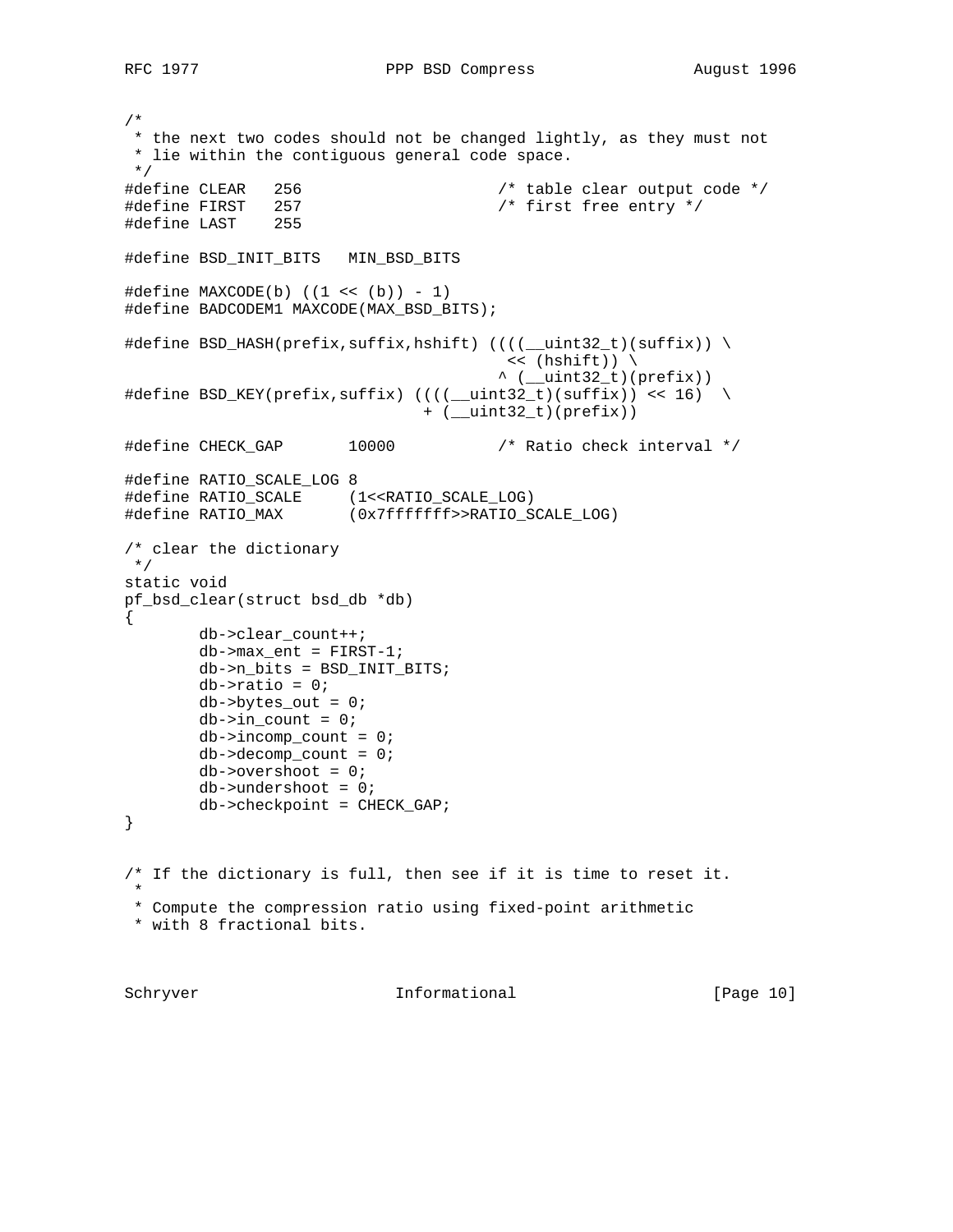```
/*
 * the next two codes should not be changed lightly, as they must not
 * lie within the contiguous general code space.
 */
#define CLEAR   256                     /* table clear output code */
#define FIRST   257                     /* first free entry */
#define LAST    255

#define BSD_INIT_BITS   MIN_BSD_BITS

#define MAXCODE(b) ((1 << (b)) - 1)
#define BADCODEM1 MAXCODE(MAX_BSD_BITS);

#define BSD_HASH(prefix,suffix,hshift) ((((__uint32_t)(suffix)) \
                                         << (hshift)) \
                                        ^ (__uint32_t)(prefix))
#define BSD_KEY(prefix,suffix) ((((__uint32_t)(suffix)) << 16)  \
                                + (__uint32_t)(prefix))

#define CHECK_GAP       10000           /* Ratio check interval */

#define RATIO_SCALE_LOG 8
#define RATIO_SCALE     (1<<RATIO_SCALE_LOG)
#define RATIO_MAX       (0x7fffffff>>RATIO_SCALE_LOG)

/* clear the dictionary
 */
static void
pf_bsd_clear(struct bsd_db *db)
{
        db->clear_count++;
        db->max_ent = FIRST-1;
        db->n_bits = BSD_INIT_BITS;
        db->ratio = 0;
        db->bytes_out = 0;
        db->in_count = 0;
        db->incomp_count = 0;
        db->decomp_count = 0;
        db->overshoot = 0;
        db->undershoot = 0;
        db->checkpoint = CHECK_GAP;
}


/* If the dictionary is full, then see if it is time to reset it.
 *
 * Compute the compression ratio using fixed-point arithmetic
 * with 8 fractional bits.
```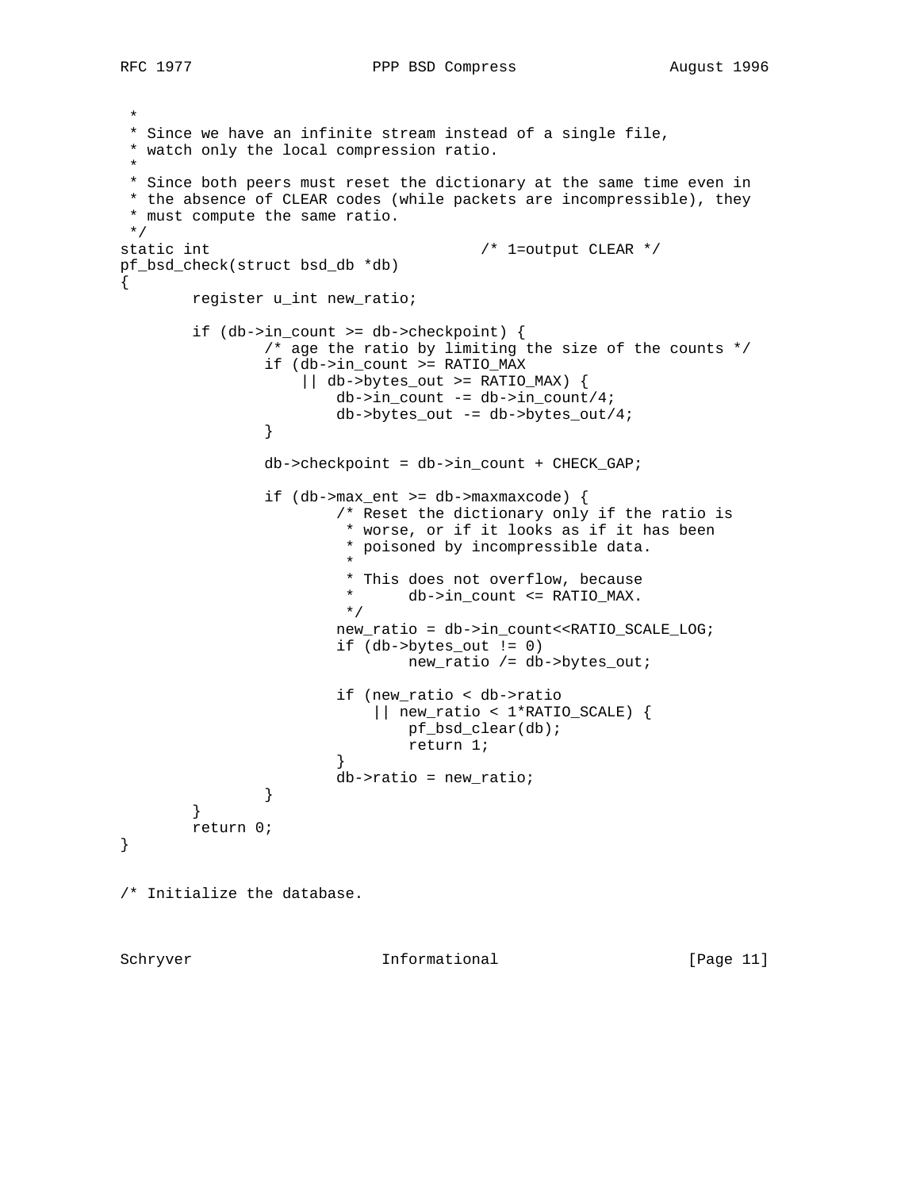```
 *
 * Since we have an infinite stream instead of a single file,
 * watch only the local compression ratio.
 *
 * Since both peers must reset the dictionary at the same time even in
 * the absence of CLEAR codes (while packets are incompressible), they
 * must compute the same ratio.
 */
static int                              /* 1=output CLEAR */
pf_bsd_check(struct bsd_db *db)
{
        register u_int new_ratio;

        if (db->in_count >= db->checkpoint) {
                /* age the ratio by limiting the size of the counts */
                if (db->in_count >= RATIO_MAX
                    || db->bytes_out >= RATIO_MAX) {
                        db->in_count -= db->in_count/4;
                        db->bytes_out -= db->bytes_out/4;
                }

                db->checkpoint = db->in_count + CHECK_GAP;

                if (db->max_ent >= db->maxmaxcode) {
                        /* Reset the dictionary only if the ratio is
                         * worse, or if it looks as if it has been
                         * poisoned by incompressible data.
                         *
                         * This does not overflow, because
                         *      db->in_count <= RATIO_MAX.
                         */
                        new_ratio = db->in_count<<RATIO_SCALE_LOG;
                        if (db->bytes_out != 0)
                                new_ratio /= db->bytes_out;

                        if (new_ratio < db->ratio
                            || new_ratio < 1*RATIO_SCALE) {
                                pf_bsd_clear(db);
                                return 1;
                        }
                        db->ratio = new_ratio;
                }
        }
        return 0;
}


/* Initialize the database.
```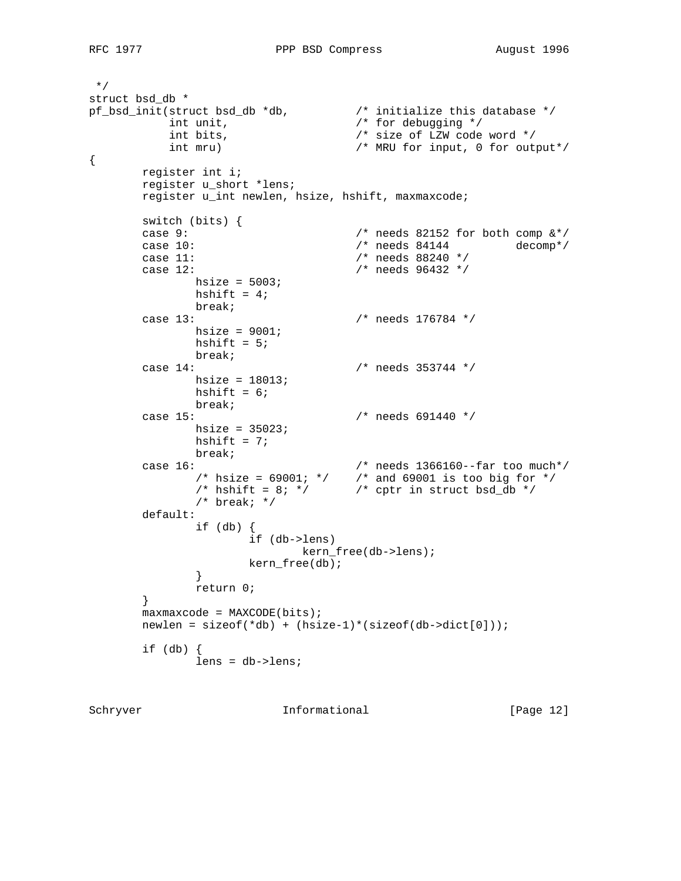```
 */
struct bsd_db *
pf_bsd_init(struct bsd_db *db,          /* initialize this database */
            int unit,                   /* for debugging */
            int bits,                   /* size of LZW code word */
            int mru)                    /* MRU for input, 0 for output*/
{
        register int i;
        register u_short *lens;
        register u_int newlen, hsize, hshift, maxmaxcode;

        switch (bits) {
        case 9:                         /* needs 82152 for both comp &*/
        case 10:                        /* needs 84144          decomp*/
        case 11:                        /* needs 88240 */
        case 12:                        /* needs 96432 */
                hsize = 5003;
                hshift = 4;
                break;
        case 13:                        /* needs 176784 */
                hsize = 9001;
                hshift = 5;
                break;
        case 14:                        /* needs 353744 */
                hsize = 18013;
                hshift = 6;
                break;
        case 15:                        /* needs 691440 */
                hsize = 35023;
                hshift = 7;
                break;
        case 16:                        /* needs 1366160--far too much*/
                /* hsize = 69001; */    /* and 69001 is too big for */
                /* hshift = 8; */       /* cptr in struct bsd_db */
                /* break; */
        default:
                if (db) {
                        if (db->lens)
                                kern_free(db->lens);
                        kern_free(db);
                }
                return 0;
        }
        maxmaxcode = MAXCODE(bits);
        newlen = sizeof(*db) + (hsize-1)*(sizeof(db->dict[0]));

        if (db) {
                lens = db->lens;
```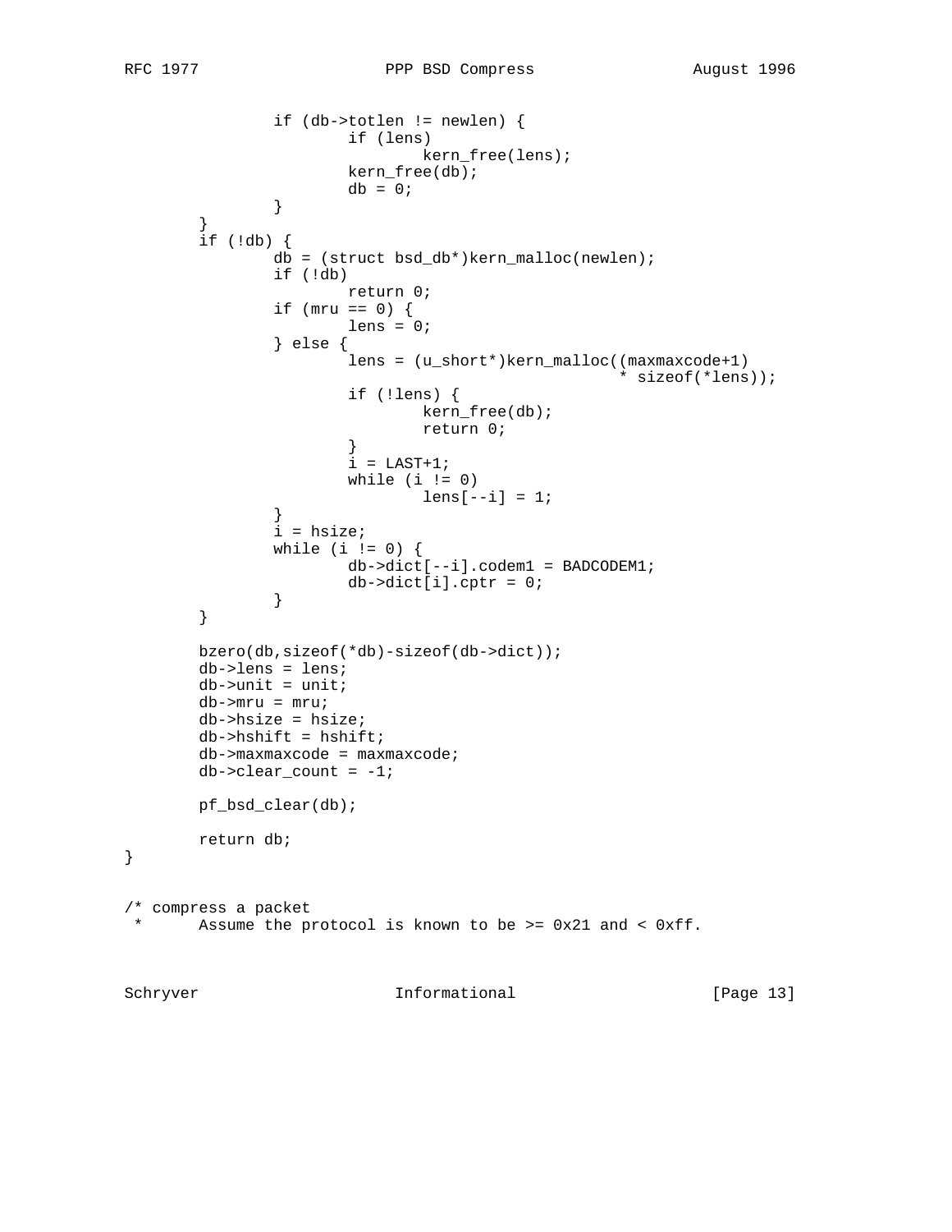```
                if (db->totlen != newlen) {
                        if (lens)
                                kern_free(lens);
                        kern_free(db);
                        db = 0;
                }
        }
        if (!db) {
                db = (struct bsd_db*)kern_malloc(newlen);
                if (!db)
                        return 0;
                if (mru == 0) {
                        lens = 0;
                } else {
                        lens = (u_short*)kern_malloc((maxmaxcode+1)
                                                     * sizeof(*lens));
                        if (!lens) {
                                kern_free(db);
                                return 0;
                        }
                        i = LAST+1;
                        while (i != 0)
                                lens[--i] = 1;
                }
                i = hsize;
                while (i != 0) {
                        db->dict[--i].codem1 = BADCODEM1;
                        db->dict[i].cptr = 0;
                }
        }

        bzero(db,sizeof(*db)-sizeof(db->dict));
        db->lens = lens;
        db->unit = unit;
        db->mru = mru;
        db->hsize = hsize;
        db->hshift = hshift;
        db->maxmaxcode = maxmaxcode;
        db->clear_count = -1;

        pf_bsd_clear(db);

        return db;
}


/* compress a packet
 *      Assume the protocol is known to be >= 0x21 and < 0xff.
```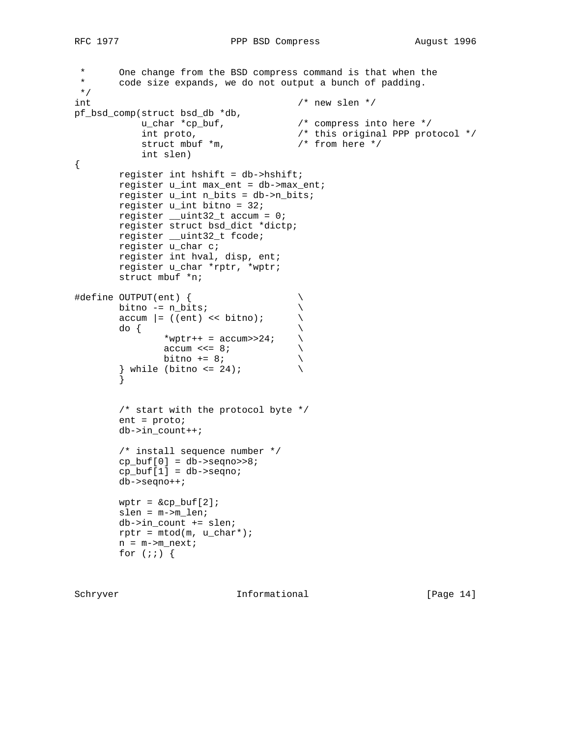```
 *      One change from the BSD compress command is that when the
 *      code size expands, we do not output a bunch of padding.
 */
int                                     /* new slen */
pf_bsd_comp(struct bsd_db *db,
            u_char *cp_buf,             /* compress into here */
            int proto,                  /* this original PPP protocol */
            struct mbuf *m,             /* from here */
            int slen)
{
        register int hshift = db->hshift;
        register u_int max_ent = db->max_ent;
        register u_int n_bits = db->n_bits;
        register u_int bitno = 32;
        register __uint32_t accum = 0;
        register struct bsd_dict *dictp;
        register __uint32_t fcode;
        register u_char c;
        register int hval, disp, ent;
        register u_char *rptr, *wptr;
        struct mbuf *n;

#define OUTPUT(ent) {                   \
        bitno -= n_bits;                \
        accum |= ((ent) << bitno);      \
        do {                            \
                *wptr++ = accum>>24;    \
                accum <<= 8;            \
                bitno += 8;             \
        } while (bitno <= 24);          \
        }


        /* start with the protocol byte */
        ent = proto;
        db->in_count++;

        /* install sequence number */
        cp_buf[0] = db->seqno>>8;
        cp_buf[1] = db->seqno;
        db->seqno++;

        wptr = &cp_buf[2];
        slen = m->m_len;
        db->in_count += slen;
        rptr = mtod(m, u_char*);
        n = m->m_next;
        for (;;) {
```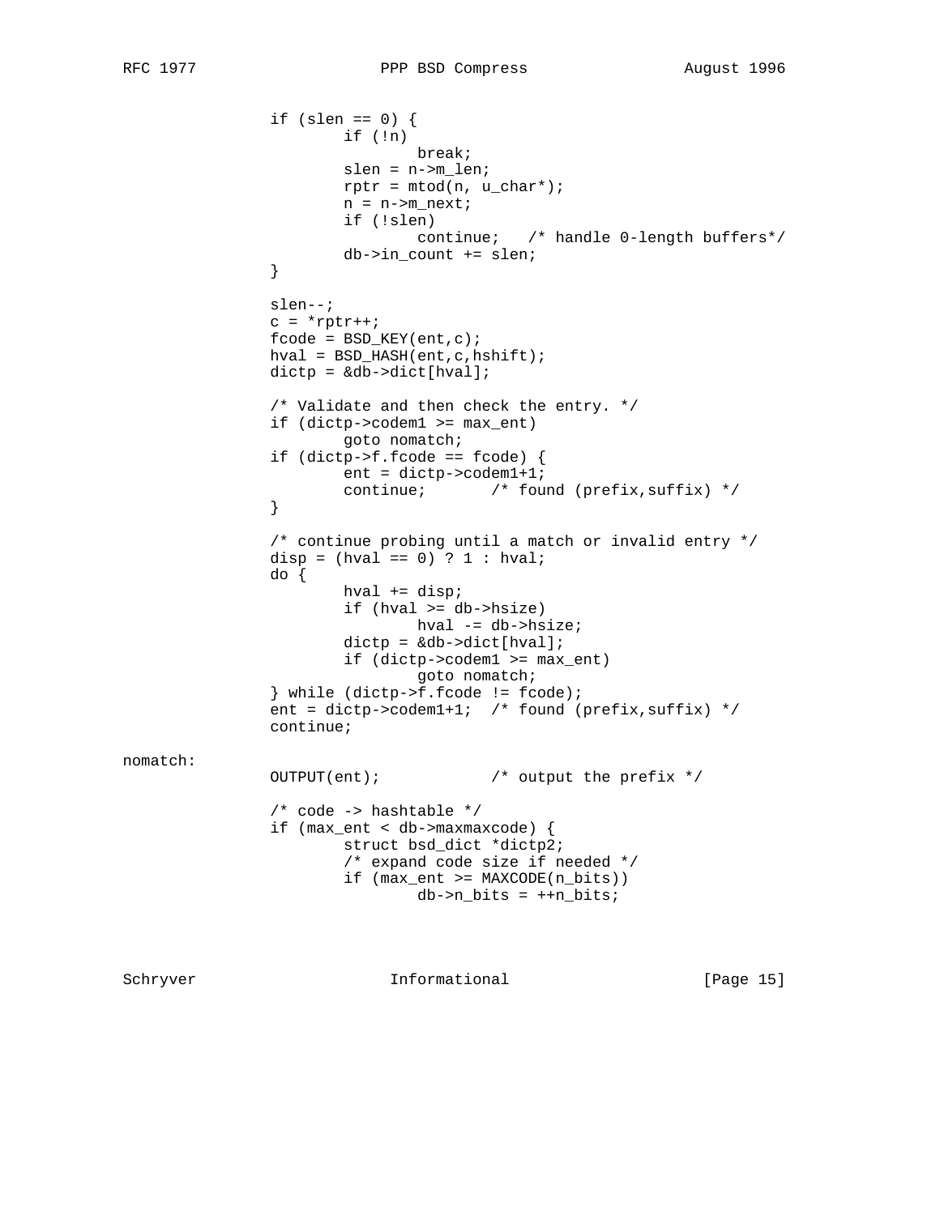```
                if (slen == 0) {
                        if (!n)
                                break;
                        slen = n->m_len;
                        rptr = mtod(n, u_char*);
                        n = n->m_next;
                        if (!slen)
                                continue;   /* handle 0-length buffers*/
                        db->in_count += slen;
                }

                slen--;
                c = *rptr++;
                fcode = BSD_KEY(ent,c);
                hval = BSD_HASH(ent,c,hshift);
                dictp = &db->dict[hval];

                /* Validate and then check the entry. */
                if (dictp->codem1 >= max_ent)
                        goto nomatch;
                if (dictp->f.fcode == fcode) {
                        ent = dictp->codem1+1;
                        continue;       /* found (prefix,suffix) */
                }

                /* continue probing until a match or invalid entry */
                disp = (hval == 0) ? 1 : hval;
                do {
                        hval += disp;
                        if (hval >= db->hsize)
                                hval -= db->hsize;
                        dictp = &db->dict[hval];
                        if (dictp->codem1 >= max_ent)
                                goto nomatch;
                } while (dictp->f.fcode != fcode);
                ent = dictp->codem1+1;  /* found (prefix,suffix) */
                continue;

nomatch:
                OUTPUT(ent);            /* output the prefix */

                /* code -> hashtable */
                if (max_ent < db->maxmaxcode) {
                        struct bsd_dict *dictp2;
                        /* expand code size if needed */
                        if (max_ent >= MAXCODE(n_bits))
                                db->n_bits = ++n_bits;
```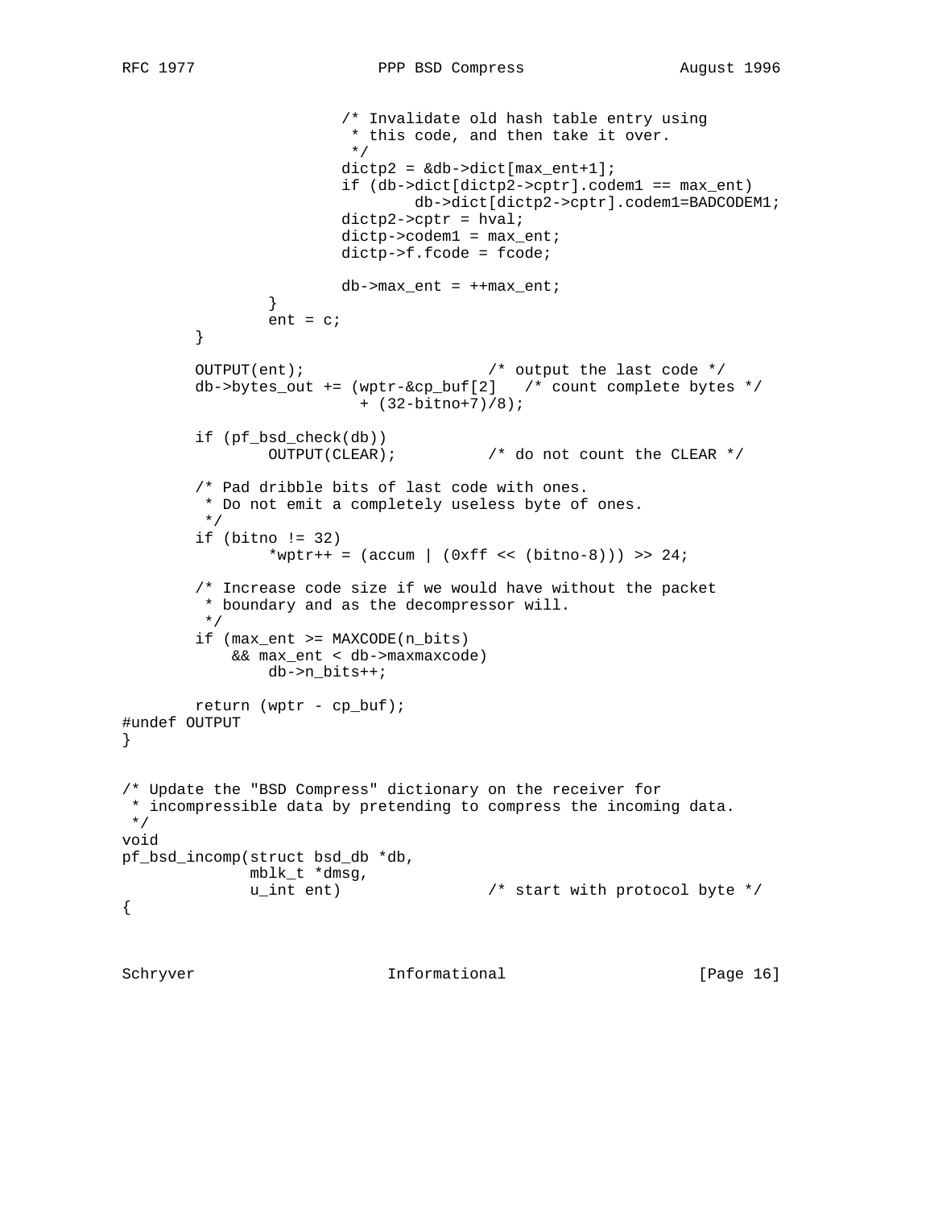```
                        /* Invalidate old hash table entry using
                         * this code, and then take it over.
                         */
                        dictp2 = &db->dict[max_ent+1];
                        if (db->dict[dictp2->cptr].codem1 == max_ent)
                                db->dict[dictp2->cptr].codem1=BADCODEM1;
                        dictp2->cptr = hval;
                        dictp->codem1 = max_ent;
                        dictp->f.fcode = fcode;

                        db->max_ent = ++max_ent;
                }
                ent = c;
        }

        OUTPUT(ent);                    /* output the last code */
        db->bytes_out += (wptr-&cp_buf[2]   /* count complete bytes */
                        + (32-bitno+7)/8);

        if (pf_bsd_check(db))
                OUTPUT(CLEAR);          /* do not count the CLEAR */

        /* Pad dribble bits of last code with ones.
         * Do not emit a completely useless byte of ones.
         */
        if (bitno != 32)
                *wptr++ = (accum | (0xff << (bitno-8))) >> 24;

        /* Increase code size if we would have without the packet
         * boundary and as the decompressor will.
         */
        if (max_ent >= MAXCODE(n_bits)
            && max_ent < db->maxmaxcode)
                db->n_bits++;

        return (wptr - cp_buf);
#undef OUTPUT
}


/* Update the "BSD Compress" dictionary on the receiver for
 * incompressible data by pretending to compress the incoming data.
 */
void
pf_bsd_incomp(struct bsd_db *db,
              mblk_t *dmsg,
              u_int ent)                /* start with protocol byte */
{
```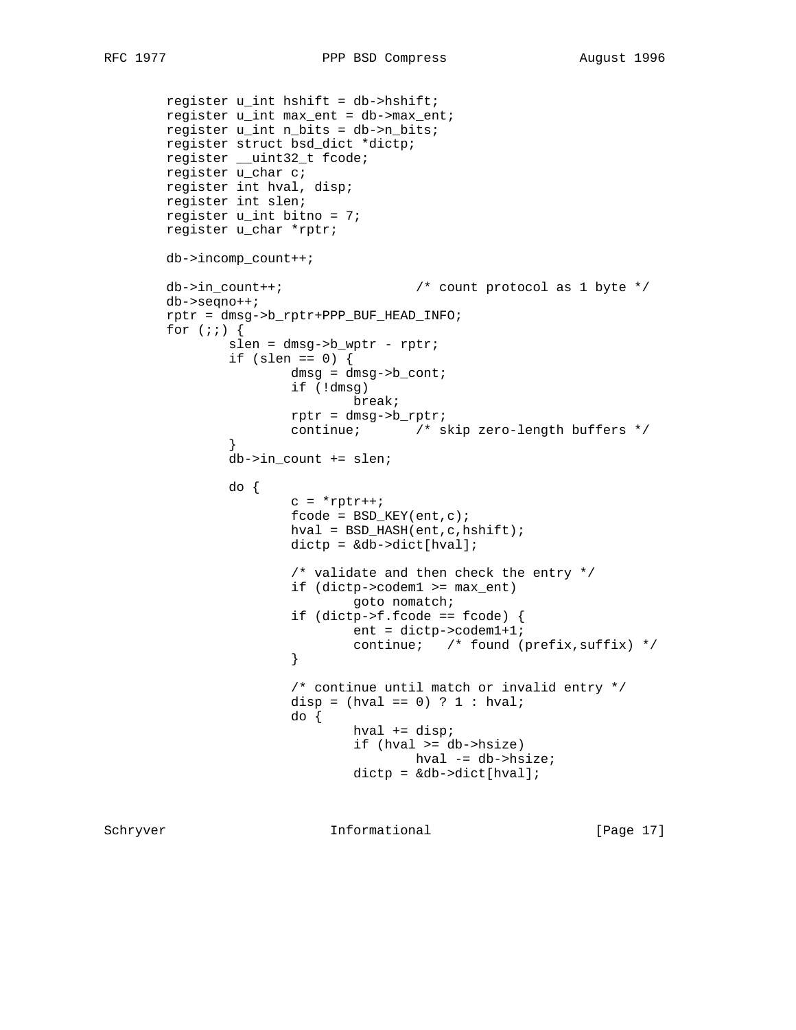```
        register u_int hshift = db->hshift;
        register u_int max_ent = db->max_ent;
        register u_int n_bits = db->n_bits;
        register struct bsd_dict *dictp;
        register __uint32_t fcode;
        register u_char c;
        register int hval, disp;
        register int slen;
        register u_int bitno = 7;
        register u_char *rptr;

        db->incomp_count++;

        db->in_count++;                 /* count protocol as 1 byte */
        db->seqno++;
        rptr = dmsg->b_rptr+PPP_BUF_HEAD_INFO;
        for (;;) {
                slen = dmsg->b_wptr - rptr;
                if (slen == 0) {
                        dmsg = dmsg->b_cont;
                        if (!dmsg)
                                break;
                        rptr = dmsg->b_rptr;
                        continue;       /* skip zero-length buffers */
                }
                db->in_count += slen;

                do {
                        c = *rptr++;
                        fcode = BSD_KEY(ent,c);
                        hval = BSD_HASH(ent,c,hshift);
                        dictp = &db->dict[hval];

                        /* validate and then check the entry */
                        if (dictp->codem1 >= max_ent)
                                goto nomatch;
                        if (dictp->f.fcode == fcode) {
                                ent = dictp->codem1+1;
                                continue;   /* found (prefix,suffix) */
                        }

                        /* continue until match or invalid entry */
                        disp = (hval == 0) ? 1 : hval;
                        do {
                                hval += disp;
                                if (hval >= db->hsize)
                                        hval -= db->hsize;
                                dictp = &db->dict[hval];
```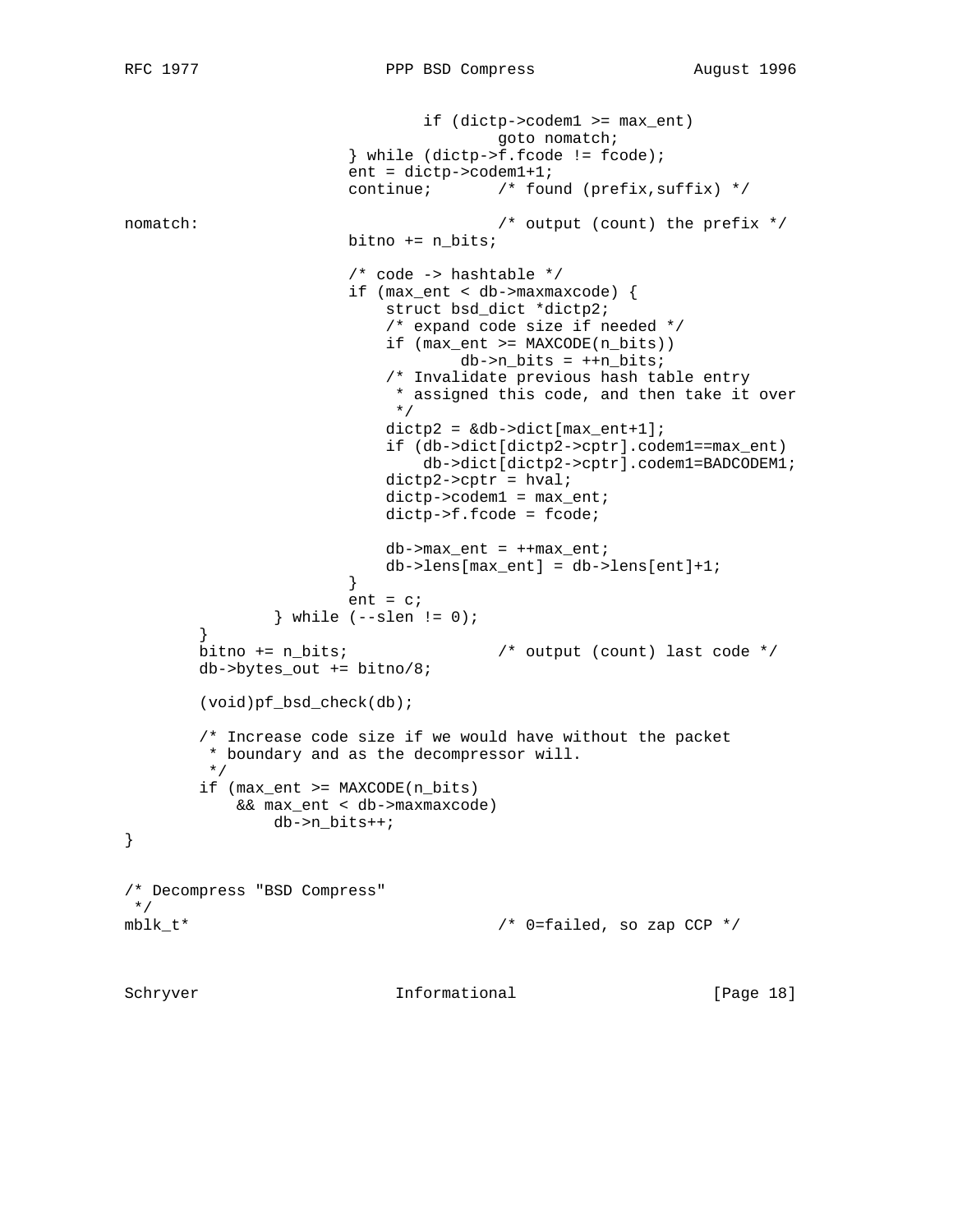```
                                if (dictp->codem1 >= max_ent)
                                        goto nomatch;
                        } while (dictp->f.fcode != fcode);
                        ent = dictp->codem1+1;
                        continue;       /* found (prefix,suffix) */

nomatch:                                /* output (count) the prefix */
                        bitno += n_bits;

                        /* code -> hashtable */
                        if (max_ent < db->maxmaxcode) {
                            struct bsd_dict *dictp2;
                            /* expand code size if needed */
                            if (max_ent >= MAXCODE(n_bits))
                                    db->n_bits = ++n_bits;
                            /* Invalidate previous hash table entry
                             * assigned this code, and then take it over
                             */
                            dictp2 = &db->dict[max_ent+1];
                            if (db->dict[dictp2->cptr].codem1==max_ent)
                                db->dict[dictp2->cptr].codem1=BADCODEM1;
                            dictp2->cptr = hval;
                            dictp->codem1 = max_ent;
                            dictp->f.fcode = fcode;

                            db->max_ent = ++max_ent;
                            db->lens[max_ent] = db->lens[ent]+1;
                        }
                        ent = c;
                } while (--slen != 0);
        }
        bitno += n_bits;                /* output (count) last code */
        db->bytes_out += bitno/8;

        (void)pf_bsd_check(db);

        /* Increase code size if we would have without the packet
         * boundary and as the decompressor will.
         */
        if (max_ent >= MAXCODE(n_bits)
            && max_ent < db->maxmaxcode)
                db->n_bits++;
}


/* Decompress "BSD Compress"
 */
mblk_t*                                 /* 0=failed, so zap CCP */
```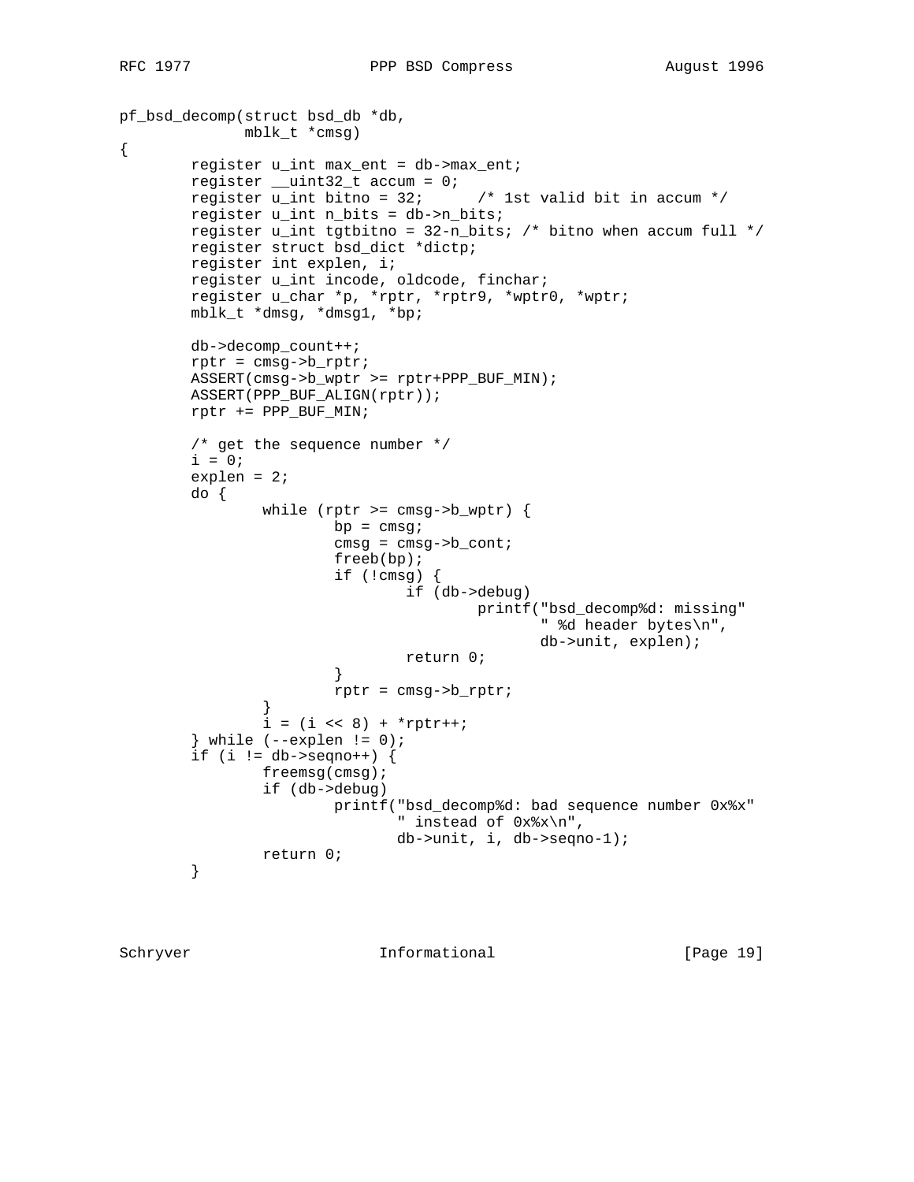```
pf_bsd_decomp(struct bsd_db *db,
              mblk_t *cmsg)
{
        register u_int max_ent = db->max_ent;
        register __uint32_t accum = 0;
        register u_int bitno = 32;      /* 1st valid bit in accum */
        register u_int n_bits = db->n_bits;
        register u_int tgtbitno = 32-n_bits; /* bitno when accum full */
        register struct bsd_dict *dictp;
        register int explen, i;
        register u_int incode, oldcode, finchar;
        register u_char *p, *rptr, *rptr9, *wptr0, *wptr;
        mblk_t *dmsg, *dmsg1, *bp;

        db->decomp_count++;
        rptr = cmsg->b_rptr;
        ASSERT(cmsg->b_wptr >= rptr+PPP_BUF_MIN);
        ASSERT(PPP_BUF_ALIGN(rptr));
        rptr += PPP_BUF_MIN;

        /* get the sequence number */
        i = 0;
        explen = 2;
        do {
                while (rptr >= cmsg->b_wptr) {
                        bp = cmsg;
                        cmsg = cmsg->b_cont;
                        freeb(bp);
                        if (!cmsg) {
                                if (db->debug)
                                        printf("bsd_decomp%d: missing"
                                               " %d header bytes\n",
                                               db->unit, explen);
                                return 0;
                        }
                        rptr = cmsg->b_rptr;
                }
                i = (i << 8) + *rptr++;
        } while (--explen != 0);
        if (i != db->seqno++) {
                freemsg(cmsg);
                if (db->debug)
                        printf("bsd_decomp%d: bad sequence number 0x%x"
                               " instead of 0x%x\n",
                               db->unit, i, db->seqno-1);
                return 0;
        }
```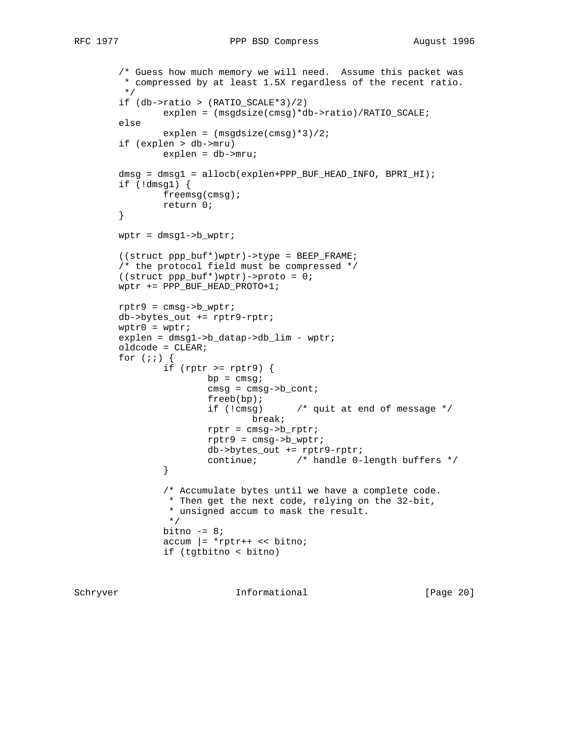```
        /* Guess how much memory we will need.  Assume this packet was
         * compressed by at least 1.5X regardless of the recent ratio.
         */
        if (db->ratio > (RATIO_SCALE*3)/2)
                explen = (msgdsize(cmsg)*db->ratio)/RATIO_SCALE;
        else
                explen = (msgdsize(cmsg)*3)/2;
        if (explen > db->mru)
                explen = db->mru;

        dmsg = dmsg1 = allocb(explen+PPP_BUF_HEAD_INFO, BPRI_HI);
        if (!dmsg1) {
                freemsg(cmsg);
                return 0;
        }

        wptr = dmsg1->b_wptr;

        ((struct ppp_buf*)wptr)->type = BEEP_FRAME;
        /* the protocol field must be compressed */
        ((struct ppp_buf*)wptr)->proto = 0;
        wptr += PPP_BUF_HEAD_PROTO+1;

        rptr9 = cmsg->b_wptr;
        db->bytes_out += rptr9-rptr;
        wptr0 = wptr;
        explen = dmsg1->b_datap->db_lim - wptr;
        oldcode = CLEAR;
        for (;;) {
                if (rptr >= rptr9) {
                        bp = cmsg;
                        cmsg = cmsg->b_cont;
                        freeb(bp);
                        if (!cmsg)      /* quit at end of message */
                                break;
                        rptr = cmsg->b_rptr;
                        rptr9 = cmsg->b_wptr;
                        db->bytes_out += rptr9-rptr;
                        continue;       /* handle 0-length buffers */
                }

                /* Accumulate bytes until we have a complete code.
                 * Then get the next code, relying on the 32-bit,
                 * unsigned accum to mask the result.
                 */
                bitno -= 8;
                accum |= *rptr++ << bitno;
                if (tgtbitno < bitno)
```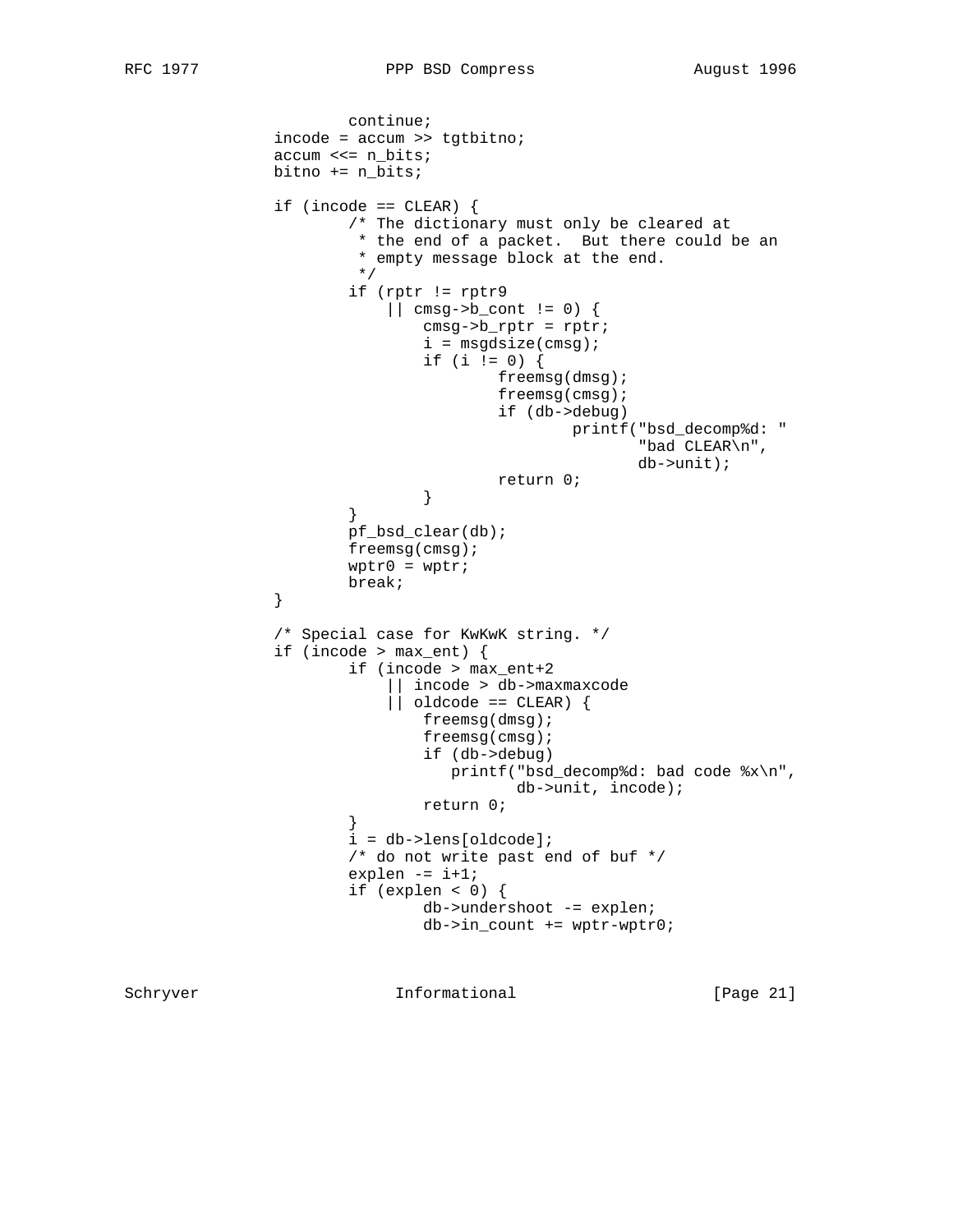```
                        continue;
                incode = accum >> tgtbitno;
                accum <<= n_bits;
                bitno += n_bits;

                if (incode == CLEAR) {
                        /* The dictionary must only be cleared at
                         * the end of a packet.  But there could be an
                         * empty message block at the end.
                         */
                        if (rptr != rptr9
                            || cmsg->b_cont != 0) {
                                cmsg->b_rptr = rptr;
                                i = msgdsize(cmsg);
                                if (i != 0) {
                                        freemsg(dmsg);
                                        freemsg(cmsg);
                                        if (db->debug)
                                                printf("bsd_decomp%d: "
                                                       "bad CLEAR\n",
                                                       db->unit);
                                        return 0;
                                }
                        }
                        pf_bsd_clear(db);
                        freemsg(cmsg);
                        wptr0 = wptr;
                        break;
                }

                /* Special case for KwKwK string. */
                if (incode > max_ent) {
                        if (incode > max_ent+2
                            || incode > db->maxmaxcode
                            || oldcode == CLEAR) {
                                freemsg(dmsg);
                                freemsg(cmsg);
                                if (db->debug)
                                   printf("bsd_decomp%d: bad code %x\n",
                                          db->unit, incode);
                                return 0;
                        }
                        i = db->lens[oldcode];
                        /* do not write past end of buf */
                        explen -= i+1;
                        if (explen < 0) {
                                db->undershoot -= explen;
                                db->in_count += wptr-wptr0;
```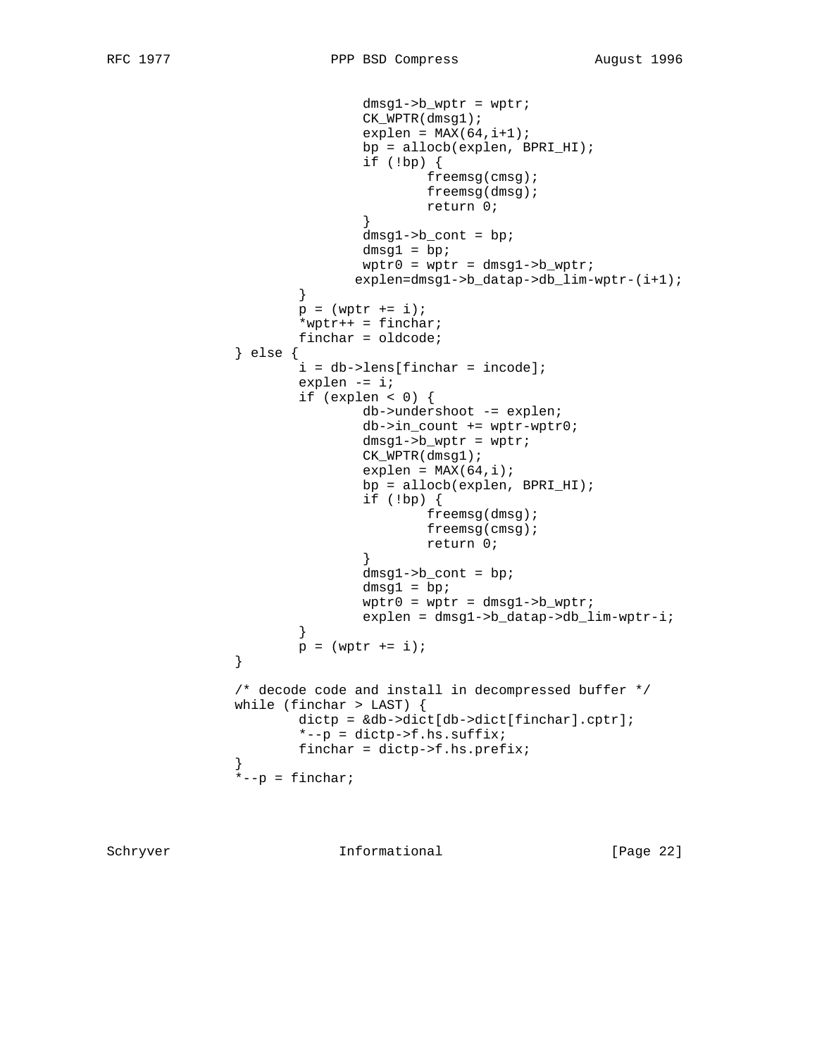```
                        dmsg1->b_wptr = wptr;
                        CK_WPTR(dmsg1);
                        explen = MAX(64,i+1);
                        bp = allocb(explen, BPRI_HI);
                        if (!bp) {
                                freemsg(cmsg);
                                freemsg(dmsg);
                                return 0;
                        }
                        dmsg1->b_cont = bp;
                        dmsg1 = bp;
                        wptr0 = wptr = dmsg1->b_wptr;
                       explen=dmsg1->b_datap->db_lim-wptr-(i+1);
                }
                p = (wptr += i);
                *wptr++ = finchar;
                finchar = oldcode;
        } else {
                i = db->lens[finchar = incode];
                explen -= i;
                if (explen < 0) {
                        db->undershoot -= explen;
                        db->in_count += wptr-wptr0;
                        dmsg1->b_wptr = wptr;
                        CK_WPTR(dmsg1);
                        explen = MAX(64,i);
                        bp = allocb(explen, BPRI_HI);
                        if (!bp) {
                                freemsg(dmsg);
                                freemsg(cmsg);
                                return 0;
                        }
                        dmsg1->b_cont = bp;
                        dmsg1 = bp;
                        wptr0 = wptr = dmsg1->b_wptr;
                        explen = dmsg1->b_datap->db_lim-wptr-i;
                }
                p = (wptr += i);
        }

        /* decode code and install in decompressed buffer */
        while (finchar > LAST) {
                dictp = &db->dict[db->dict[finchar].cptr];
                *--p = dictp->f.hs.suffix;
                finchar = dictp->f.hs.prefix;
        }
        *--p = finchar;
```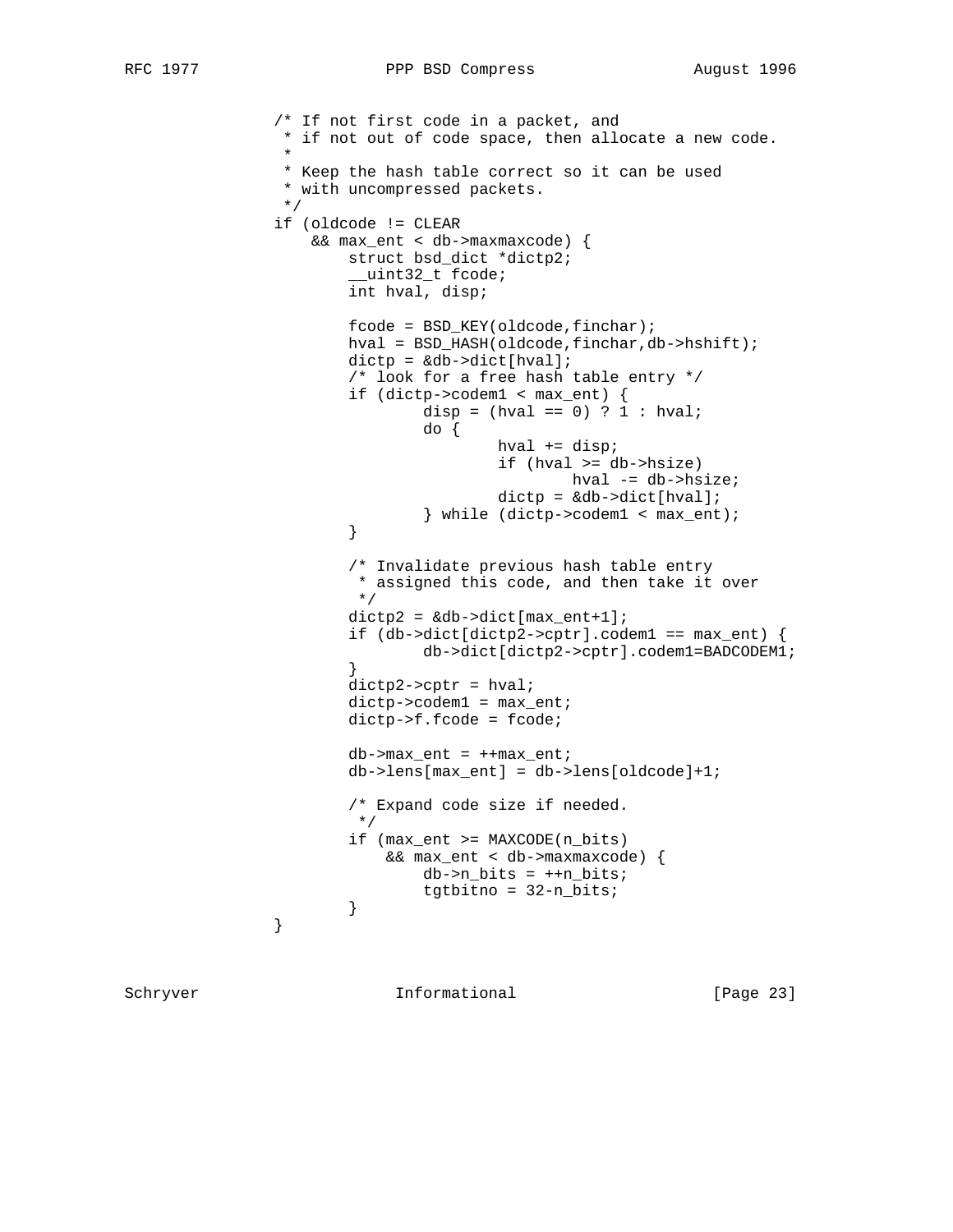```
                /* If not first code in a packet, and
                 * if not out of code space, then allocate a new code.
                 *
                 * Keep the hash table correct so it can be used
                 * with uncompressed packets.
                 */
                if (oldcode != CLEAR
                    && max_ent < db->maxmaxcode) {
                        struct bsd_dict *dictp2;
                        __uint32_t fcode;
                        int hval, disp;

                        fcode = BSD_KEY(oldcode,finchar);
                        hval = BSD_HASH(oldcode,finchar,db->hshift);
                        dictp = &db->dict[hval];
                        /* look for a free hash table entry */
                        if (dictp->codem1 < max_ent) {
                                disp = (hval == 0) ? 1 : hval;
                                do {
                                        hval += disp;
                                        if (hval >= db->hsize)
                                                hval -= db->hsize;
                                        dictp = &db->dict[hval];
                                } while (dictp->codem1 < max_ent);
                        }

                        /* Invalidate previous hash table entry
                         * assigned this code, and then take it over
                         */
                        dictp2 = &db->dict[max_ent+1];
                        if (db->dict[dictp2->cptr].codem1 == max_ent) {
                                db->dict[dictp2->cptr].codem1=BADCODEM1;
                        }
                        dictp2->cptr = hval;
                        dictp->codem1 = max_ent;
                        dictp->f.fcode = fcode;

                        db->max_ent = ++max_ent;
                        db->lens[max_ent] = db->lens[oldcode]+1;

                        /* Expand code size if needed.
                         */
                        if (max_ent >= MAXCODE(n_bits)
                            && max_ent < db->maxmaxcode) {
                                db->n_bits = ++n_bits;
                                tgtbitno = 32-n_bits;
                        }
                }
```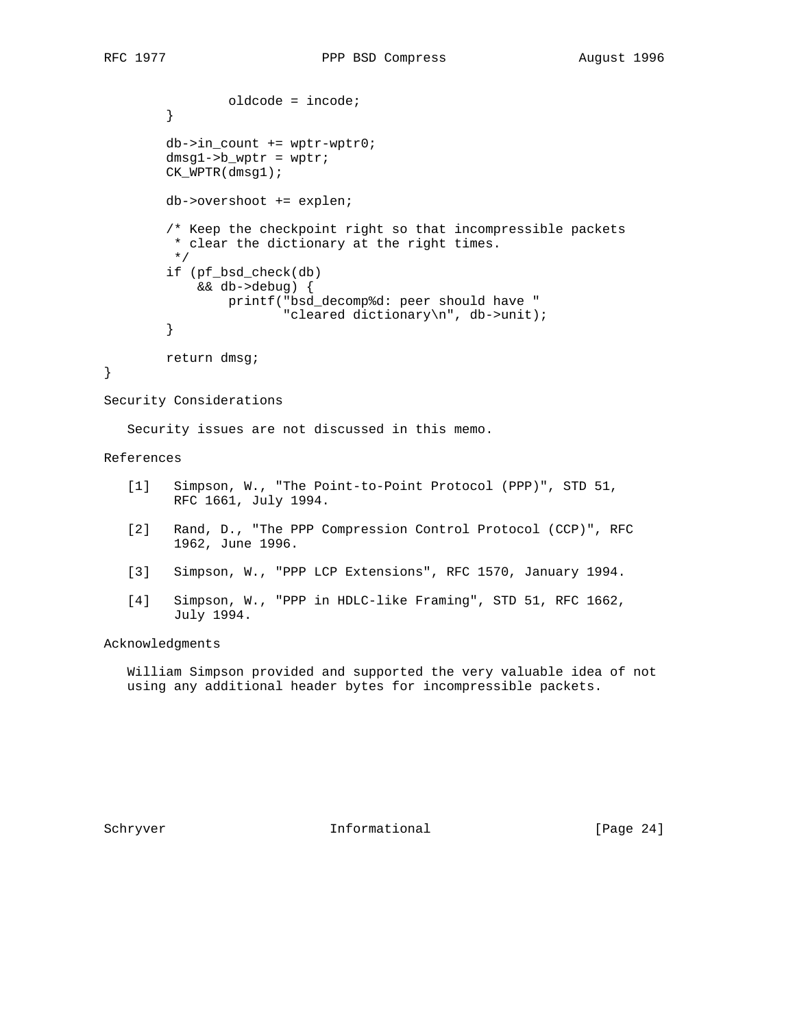```
                oldcode = incode;
        }

        db->in_count += wptr-wptr0;
        dmsg1->b_wptr = wptr;
        CK_WPTR(dmsg1);

        db->overshoot += explen;

        /* Keep the checkpoint right so that incompressible packets
         * clear the dictionary at the right times.
         */
        if (pf_bsd_check(db)
            && db->debug) {
                printf("bsd_decomp%d: peer should have "
                       "cleared dictionary\n", db->unit);
        }

        return dmsg;
}
```

## Security Considerations

Security issues are not discussed in this memo.

## References

[1] Simpson, W., "The Point-to-Point Protocol (PPP)", STD 51, RFC 1661, July 1994.

[2] Rand, D., "The PPP Compression Control Protocol (CCP)", RFC 1962, June 1996.

[3] Simpson, W., "PPP LCP Extensions", RFC 1570, January 1994.

[4] Simpson, W., "PPP in HDLC-like Framing", STD 51, RFC 1662, July 1994.

## Acknowledgments

William Simpson provided and supported the very valuable idea of not using any additional header bytes for incompressible packets.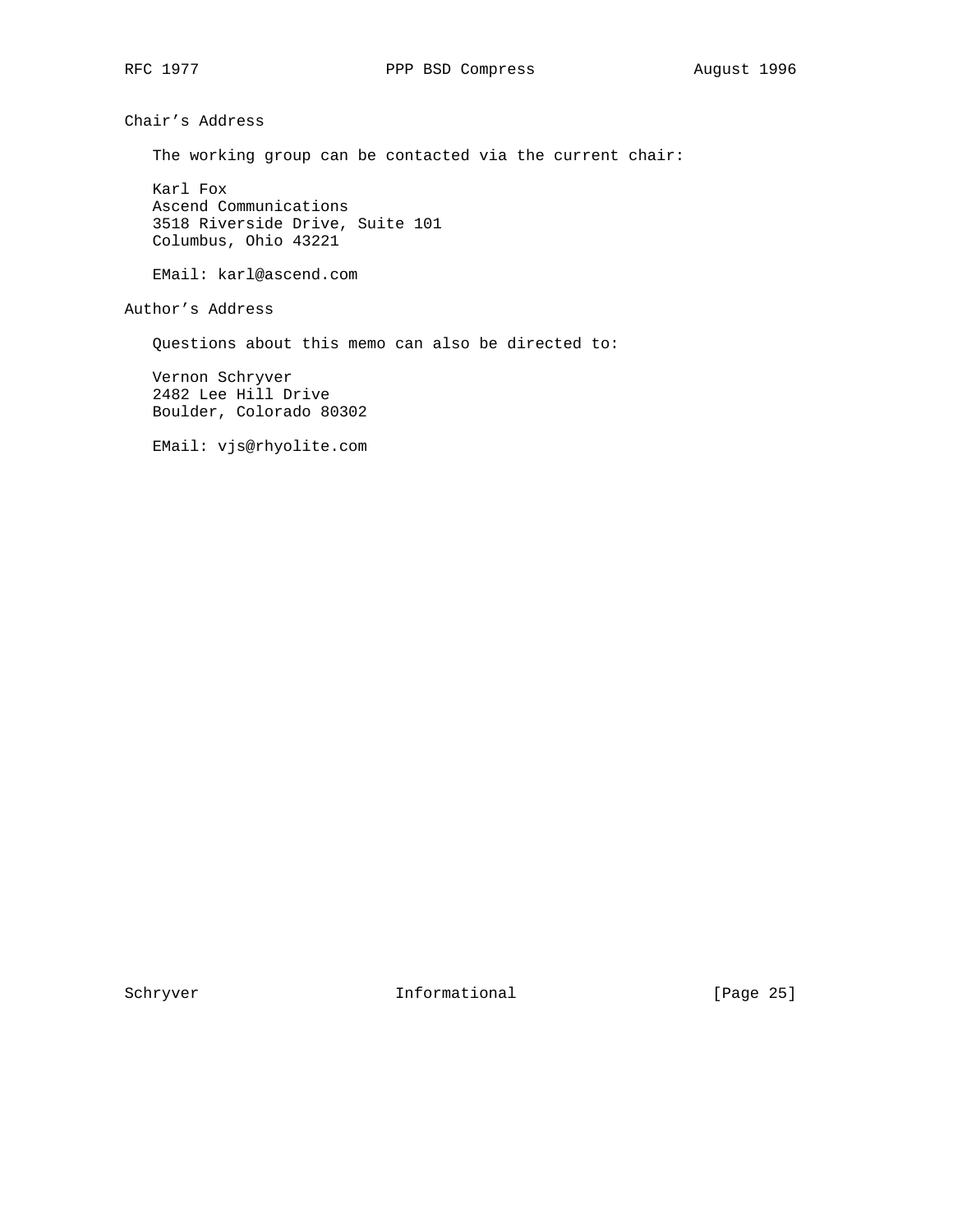## Chair's Address

The working group can be contacted via the current chair:

Karl Fox
Ascend Communications
3518 Riverside Drive, Suite 101
Columbus, Ohio 43221

EMail: karl@ascend.com

## Author's Address

Questions about this memo can also be directed to:

Vernon Schryver
2482 Lee Hill Drive
Boulder, Colorado 80302

EMail: vjs@rhyolite.com